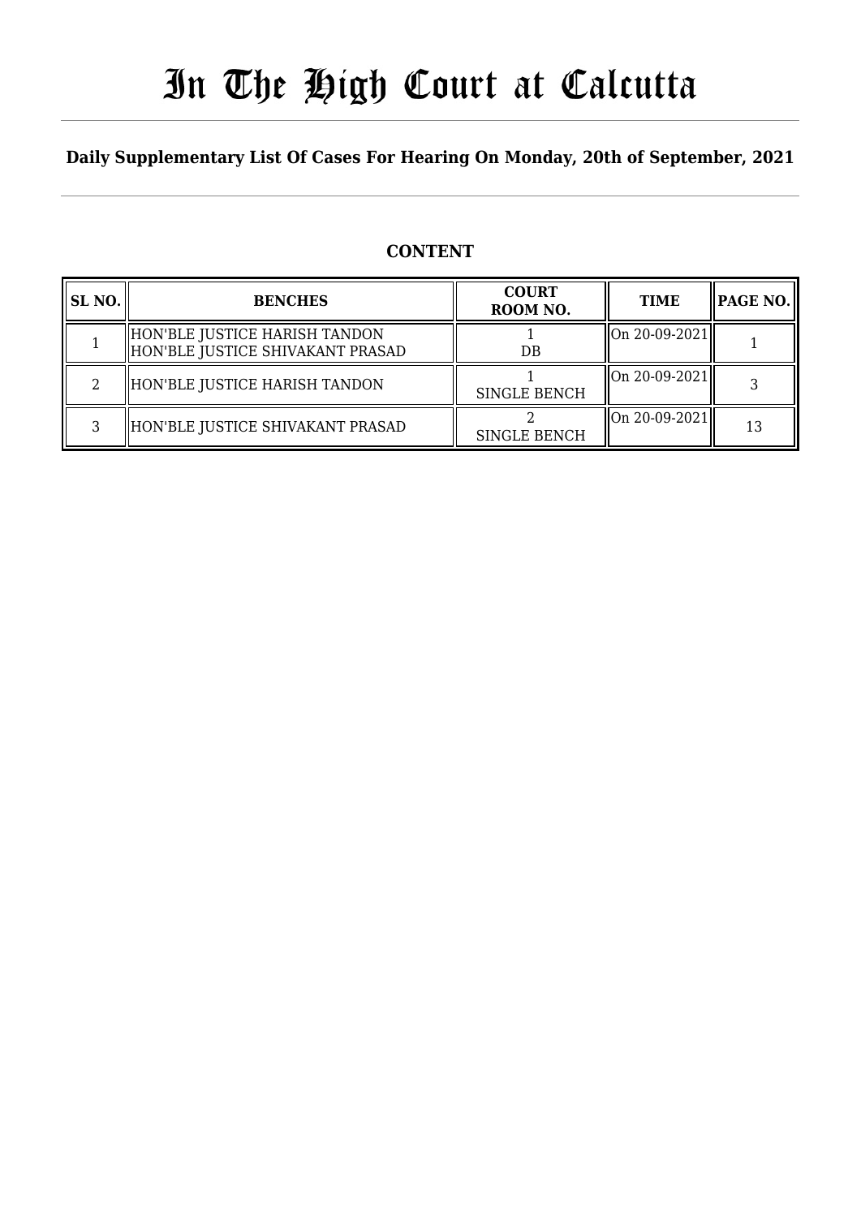# In The High Court at Calcutta

**Daily Supplementary List Of Cases For Hearing On Monday, 20th of September, 2021**

## CONTENT

| SL NO. | BENCHES | COURT ROOM NO. | TIME | PAGE NO. |
|---|---|---|---|---|
| 1 | HON'BLE JUSTICE HARISH TANDON<br>HON'BLE JUSTICE SHIVAKANT PRASAD | 1<br>DB | On 20-09-2021 | 1 |
| 2 | HON'BLE JUSTICE HARISH TANDON | 1<br>SINGLE BENCH | On 20-09-2021 | 3 |
| 3 | HON'BLE JUSTICE SHIVAKANT PRASAD | 2<br>SINGLE BENCH | On 20-09-2021 | 13 |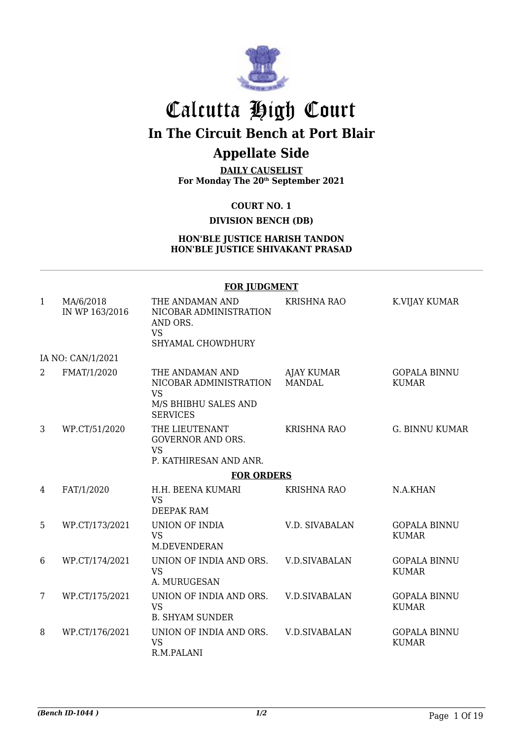# Calcutta High Court

## In The Circuit Bench at Port Blair

## Appellate Side

**DAILY CAUSELIST**
**For Monday The 20th September 2021**

**COURT NO. 1**

**DIVISION BENCH (DB)**

**HON'BLE JUSTICE HARISH TANDON**
**HON'BLE JUSTICE SHIVAKANT PRASAD**

**FOR JUDGMENT**

| | | | | |
|---|---|---|---|---|
| 1 | MA/6/2018 IN WP 163/2016 | THE ANDAMAN AND NICOBAR ADMINISTRATION AND ORS. VS SHYAMAL CHOWDHURY | KRISHNA RAO | K.VIJAY KUMAR |
| | IA NO: CAN/1/2021 | | | |
| 2 | FMAT/1/2020 | THE ANDAMAN AND NICOBAR ADMINISTRATION VS M/S BHIBHU SALES AND SERVICES | AJAY KUMAR MANDAL | GOPALA BINNU KUMAR |
| 3 | WP.CT/51/2020 | THE LIEUTENANT GOVERNOR AND ORS. VS P. KATHIRESAN AND ANR. | KRISHNA RAO | G. BINNU KUMAR |

**FOR ORDERS**

| | | | | |
|---|---|---|---|---|
| 4 | FAT/1/2020 | H.H. BEENA KUMARI VS DEEPAK RAM | KRISHNA RAO | N.A.KHAN |
| 5 | WP.CT/173/2021 | UNION OF INDIA VS M.DEVENDERAN | V.D. SIVABALAN | GOPALA BINNU KUMAR |
| 6 | WP.CT/174/2021 | UNION OF INDIA AND ORS. VS A. MURUGESAN | V.D.SIVABALAN | GOPALA BINNU KUMAR |
| 7 | WP.CT/175/2021 | UNION OF INDIA AND ORS. VS B. SHYAM SUNDER | V.D.SIVABALAN | GOPALA BINNU KUMAR |
| 8 | WP.CT/176/2021 | UNION OF INDIA AND ORS. VS R.M.PALANI | V.D.SIVABALAN | GOPALA BINNU KUMAR |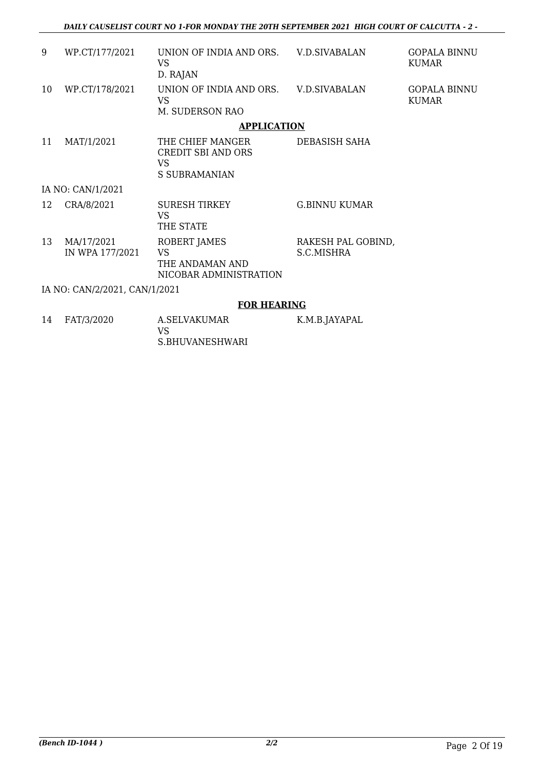| | | | | |
|---|---|---|---|---|
| 9 | WP.CT/177/2021 | UNION OF INDIA AND ORS.<br>VS<br>D. RAJAN | V.D.SIVABALAN | GOPALA BINNU KUMAR |
| 10 | WP.CT/178/2021 | UNION OF INDIA AND ORS.<br>VS<br>M. SUDERSON RAO | V.D.SIVABALAN | GOPALA BINNU KUMAR |

**APPLICATION**

| | | | | |
|---|---|---|---|---|
| 11 | MAT/1/2021 | THE CHIEF MANGER CREDIT SBI AND ORS<br>VS<br>S SUBRAMANIAN | DEBASISH SAHA | |

IA NO: CAN/1/2021

| | | | | |
|---|---|---|---|---|
| 12 | CRA/8/2021 | SURESH TIRKEY<br>VS<br>THE STATE | G.BINNU KUMAR | |
| 13 | MA/17/2021<br>IN WPA 177/2021 | ROBERT JAMES<br>VS<br>THE ANDAMAN AND NICOBAR ADMINISTRATION | RAKESH PAL GOBIND, S.C.MISHRA | |

IA NO: CAN/2/2021, CAN/1/2021

**FOR HEARING**

| | | | | |
|---|---|---|---|---|
| 14 | FAT/3/2020 | A.SELVAKUMAR<br>VS<br>S.BHUVANESHWARI | K.M.B.JAYAPAL | |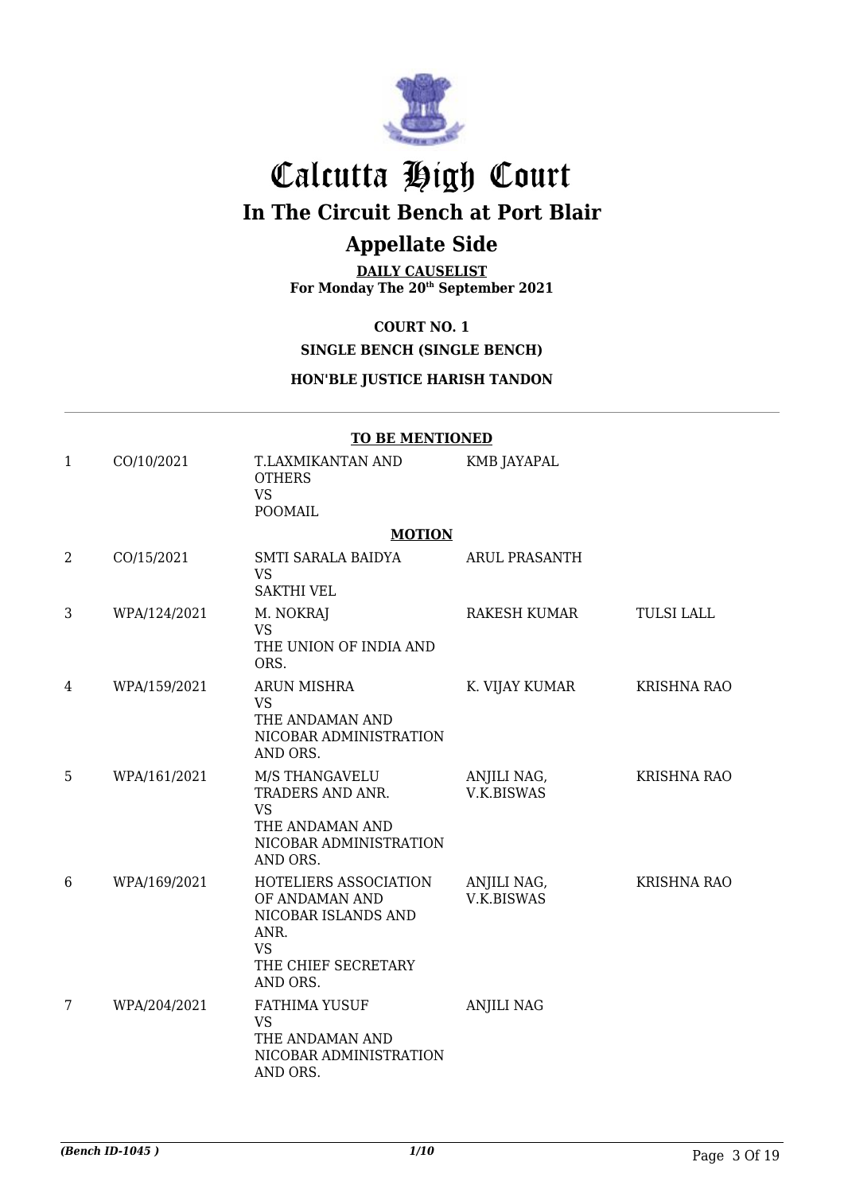# Calcutta High Court

## In The Circuit Bench at Port Blair

## Appellate Side

**DAILY CAUSELIST**
**For Monday The 20th September 2021**

**COURT NO. 1**

**SINGLE BENCH (SINGLE BENCH)**

**HON'BLE JUSTICE HARISH TANDON**

**TO BE MENTIONED**

| | | | | |
|---|---|---|---|---|
| 1 | CO/10/2021 | T.LAXMIKANTAN AND OTHERS<br>VS<br>POOMAIL | KMB JAYAPAL | |

**MOTION**

| | | | | |
|---|---|---|---|---|
| 2 | CO/15/2021 | SMTI SARALA BAIDYA<br>VS<br>SAKTHI VEL | ARUL PRASANTH | |
| 3 | WPA/124/2021 | M. NOKRAJ<br>VS<br>THE UNION OF INDIA AND ORS. | RAKESH KUMAR | TULSI LALL |
| 4 | WPA/159/2021 | ARUN MISHRA<br>VS<br>THE ANDAMAN AND NICOBAR ADMINISTRATION AND ORS. | K. VIJAY KUMAR | KRISHNA RAO |
| 5 | WPA/161/2021 | M/S THANGAVELU TRADERS AND ANR.<br>VS<br>THE ANDAMAN AND NICOBAR ADMINISTRATION AND ORS. | ANJILI NAG, V.K.BISWAS | KRISHNA RAO |
| 6 | WPA/169/2021 | HOTELIERS ASSOCIATION OF ANDAMAN AND NICOBAR ISLANDS AND ANR.<br>VS<br>THE CHIEF SECRETARY AND ORS. | ANJILI NAG, V.K.BISWAS | KRISHNA RAO |
| 7 | WPA/204/2021 | FATHIMA YUSUF<br>VS<br>THE ANDAMAN AND NICOBAR ADMINISTRATION AND ORS. | ANJILI NAG | |

*(Bench ID-1045 )* 1/10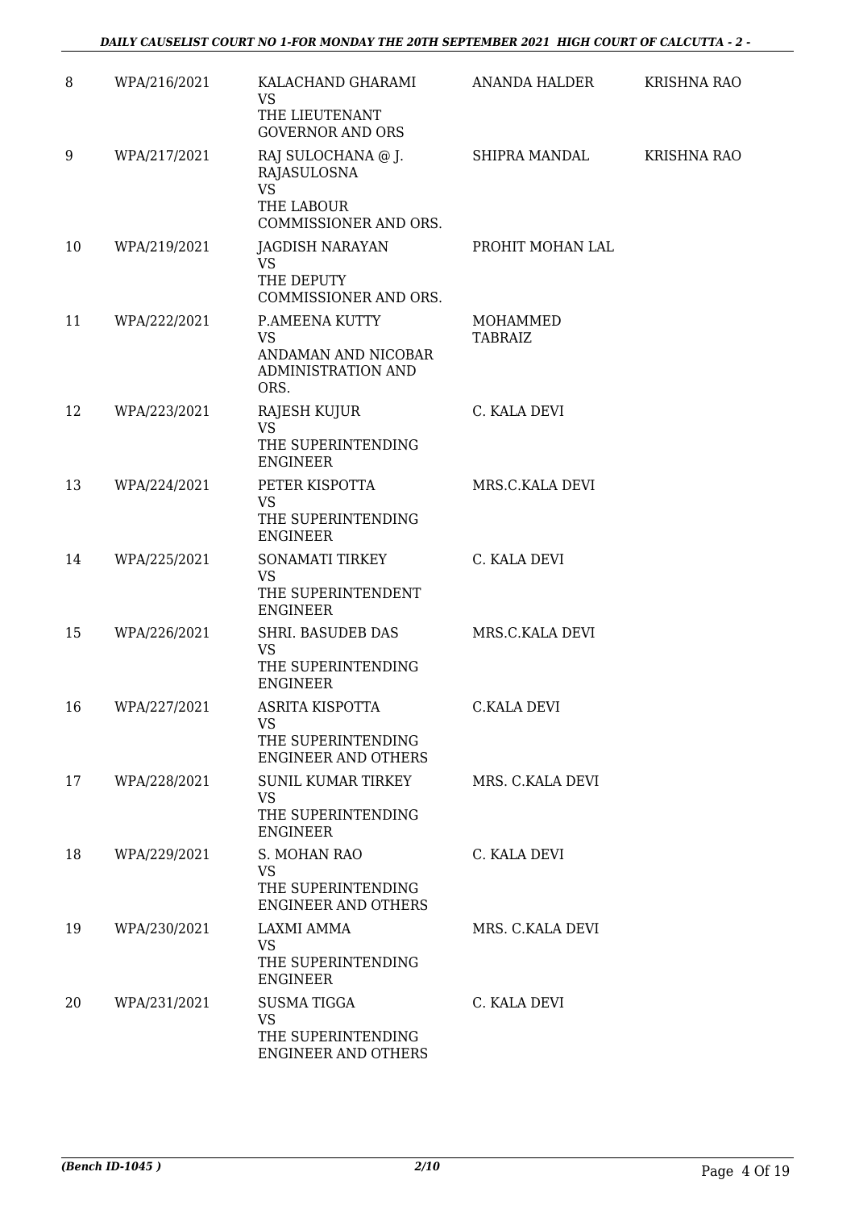| 8 | WPA/216/2021 | KALACHAND GHARAMI<br>VS<br>THE LIEUTENANT GOVERNOR AND ORS | ANANDA HALDER | KRISHNA RAO |
|---|---|---|---|---|
| 9 | WPA/217/2021 | RAJ SULOCHANA @ J. RAJASULOSNA<br>VS<br>THE LABOUR COMMISSIONER AND ORS. | SHIPRA MANDAL | KRISHNA RAO |
| 10 | WPA/219/2021 | JAGDISH NARAYAN<br>VS<br>THE DEPUTY COMMISSIONER AND ORS. | PROHIT MOHAN LAL | |
| 11 | WPA/222/2021 | P.AMEENA KUTTY<br>VS<br>ANDAMAN AND NICOBAR ADMINISTRATION AND ORS. | MOHAMMED TABRAIZ | |
| 12 | WPA/223/2021 | RAJESH KUJUR<br>VS<br>THE SUPERINTENDING ENGINEER | C. KALA DEVI | |
| 13 | WPA/224/2021 | PETER KISPOTTA<br>VS<br>THE SUPERINTENDING ENGINEER | MRS.C.KALA DEVI | |
| 14 | WPA/225/2021 | SONAMATI TIRKEY<br>VS<br>THE SUPERINTENDENT ENGINEER | C. KALA DEVI | |
| 15 | WPA/226/2021 | SHRI. BASUDEB DAS<br>VS<br>THE SUPERINTENDING ENGINEER | MRS.C.KALA DEVI | |
| 16 | WPA/227/2021 | ASRITA KISPOTTA<br>VS<br>THE SUPERINTENDING ENGINEER AND OTHERS | C.KALA DEVI | |
| 17 | WPA/228/2021 | SUNIL KUMAR TIRKEY<br>VS<br>THE SUPERINTENDING ENGINEER | MRS. C.KALA DEVI | |
| 18 | WPA/229/2021 | S. MOHAN RAO<br>VS<br>THE SUPERINTENDING ENGINEER AND OTHERS | C. KALA DEVI | |
| 19 | WPA/230/2021 | LAXMI AMMA<br>VS<br>THE SUPERINTENDING ENGINEER | MRS. C.KALA DEVI | |
| 20 | WPA/231/2021 | SUSMA TIGGA<br>VS<br>THE SUPERINTENDING ENGINEER AND OTHERS | C. KALA DEVI | |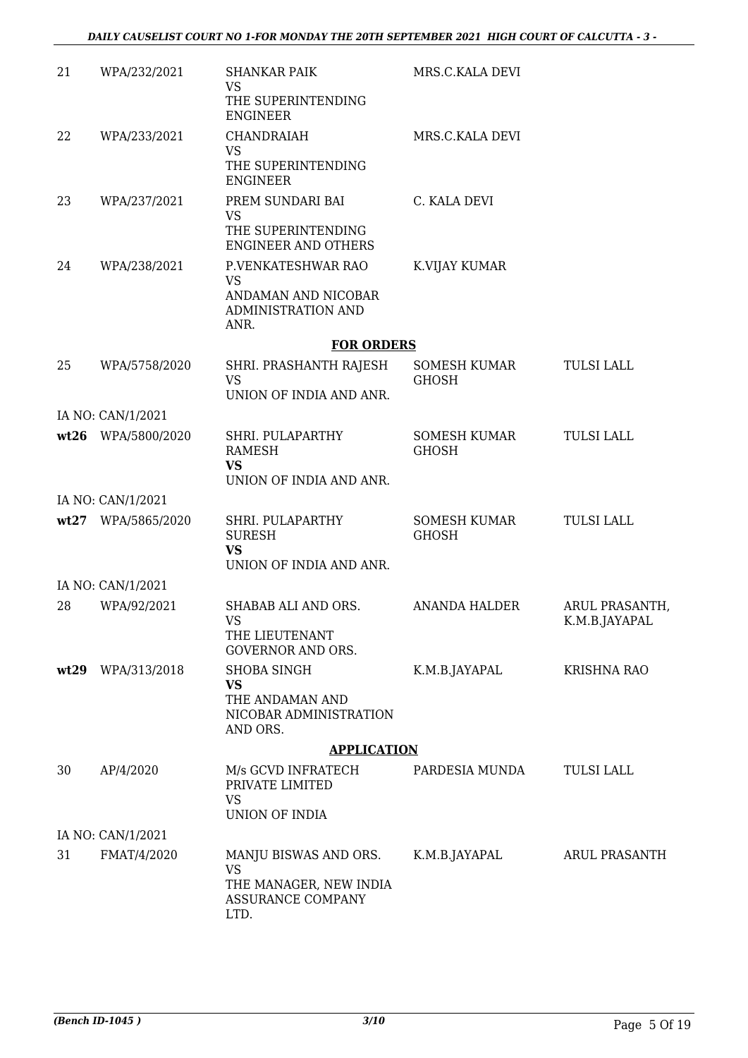| | | | | |
|---|---|---|---|---|
| 21 | WPA/232/2021 | SHANKAR PAIK<br>VS<br>THE SUPERINTENDING ENGINEER | MRS.C.KALA DEVI | |
| 22 | WPA/233/2021 | CHANDRAIAH<br>VS<br>THE SUPERINTENDING ENGINEER | MRS.C.KALA DEVI | |
| 23 | WPA/237/2021 | PREM SUNDARI BAI<br>VS<br>THE SUPERINTENDING ENGINEER AND OTHERS | C. KALA DEVI | |
| 24 | WPA/238/2021 | P.VENKATESHWAR RAO<br>VS<br>ANDAMAN AND NICOBAR ADMINISTRATION AND ANR. | K.VIJAY KUMAR | |

**FOR ORDERS**

| | | | | |
|---|---|---|---|---|
| 25 | WPA/5758/2020 | SHRI. PRASHANTH RAJESH<br>VS<br>UNION OF INDIA AND ANR. | SOMESH KUMAR GHOSH | TULSI LALL |
| | IA NO: CAN/1/2021 | | | |
| **wt26** | WPA/5800/2020 | SHRI. PULAPARTHY RAMESH<br>**VS**<br>UNION OF INDIA AND ANR. | SOMESH KUMAR GHOSH | TULSI LALL |
| | IA NO: CAN/1/2021 | | | |
| **wt27** | WPA/5865/2020 | SHRI. PULAPARTHY SURESH<br>**VS**<br>UNION OF INDIA AND ANR. | SOMESH KUMAR GHOSH | TULSI LALL |
| | IA NO: CAN/1/2021 | | | |
| 28 | WPA/92/2021 | SHABAB ALI AND ORS.<br>VS<br>THE LIEUTENANT GOVERNOR AND ORS. | ANANDA HALDER | ARUL PRASANTH, K.M.B.JAYAPAL |
| **wt29** | WPA/313/2018 | SHOBA SINGH<br>**VS**<br>THE ANDAMAN AND NICOBAR ADMINISTRATION AND ORS. | K.M.B.JAYAPAL | KRISHNA RAO |

**APPLICATION**

| | | | | |
|---|---|---|---|---|
| 30 | AP/4/2020 | M/s GCVD INFRATECH PRIVATE LIMITED<br>VS<br>UNION OF INDIA | PARDESIA MUNDA | TULSI LALL |
| | IA NO: CAN/1/2021 | | | |
| 31 | FMAT/4/2020 | MANJU BISWAS AND ORS.<br>VS<br>THE MANAGER, NEW INDIA ASSURANCE COMPANY LTD. | K.M.B.JAYAPAL | ARUL PRASANTH |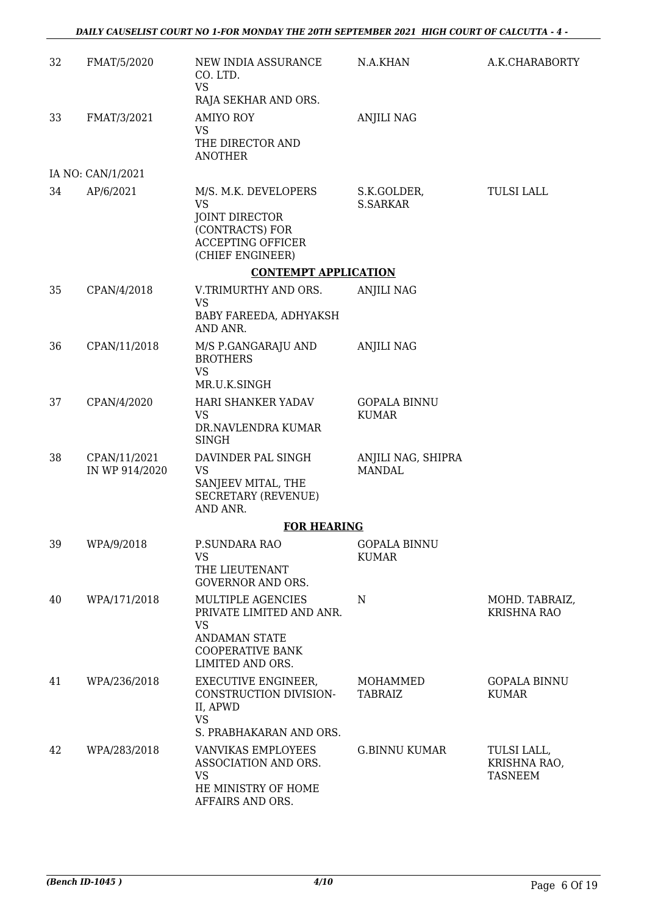| | | | | |
|---|---|---|---|---|
| 32 | FMAT/5/2020 | NEW INDIA ASSURANCE CO. LTD.<br>VS<br>RAJA SEKHAR AND ORS. | N.A.KHAN | A.K.CHARABORTY |
| 33 | FMAT/3/2021 | AMIYO ROY<br>VS<br>THE DIRECTOR AND ANOTHER | ANJILI NAG | |
| IA NO: CAN/1/2021 | | | | |
| 34 | AP/6/2021 | M/S. M.K. DEVELOPERS<br>VS<br>JOINT DIRECTOR (CONTRACTS) FOR ACCEPTING OFFICER (CHIEF ENGINEER) | S.K.GOLDER, S.SARKAR | TULSI LALL |

## CONTEMPT APPLICATION

| | | | | |
|---|---|---|---|---|
| 35 | CPAN/4/2018 | V.TRIMURTHY AND ORS.<br>VS<br>BABY FAREEDA, ADHYAKSH AND ANR. | ANJILI NAG | |
| 36 | CPAN/11/2018 | M/S P.GANGARAJU AND BROTHERS<br>VS<br>MR.U.K.SINGH | ANJILI NAG | |
| 37 | CPAN/4/2020 | HARI SHANKER YADAV<br>VS<br>DR.NAVLENDRA KUMAR SINGH | GOPALA BINNU KUMAR | |
| 38 | CPAN/11/2021<br>IN WP 914/2020 | DAVINDER PAL SINGH<br>VS<br>SANJEEV MITAL, THE SECRETARY (REVENUE) AND ANR. | ANJILI NAG, SHIPRA MANDAL | |

## FOR HEARING

| | | | | |
|---|---|---|---|---|
| 39 | WPA/9/2018 | P.SUNDARA RAO<br>VS<br>THE LIEUTENANT GOVERNOR AND ORS. | GOPALA BINNU KUMAR | |
| 40 | WPA/171/2018 | MULTIPLE AGENCIES PRIVATE LIMITED AND ANR.<br>VS<br>ANDAMAN STATE COOPERATIVE BANK LIMITED AND ORS. | N | MOHD. TABRAIZ, KRISHNA RAO |
| 41 | WPA/236/2018 | EXECUTIVE ENGINEER, CONSTRUCTION DIVISION-II, APWD<br>VS<br>S. PRABHAKARAN AND ORS. | MOHAMMED TABRAIZ | GOPALA BINNU KUMAR |
| 42 | WPA/283/2018 | VANVIKAS EMPLOYEES ASSOCIATION AND ORS.<br>VS<br>HE MINISTRY OF HOME AFFAIRS AND ORS. | G.BINNU KUMAR | TULSI LALL, KRISHNA RAO, TASNEEM |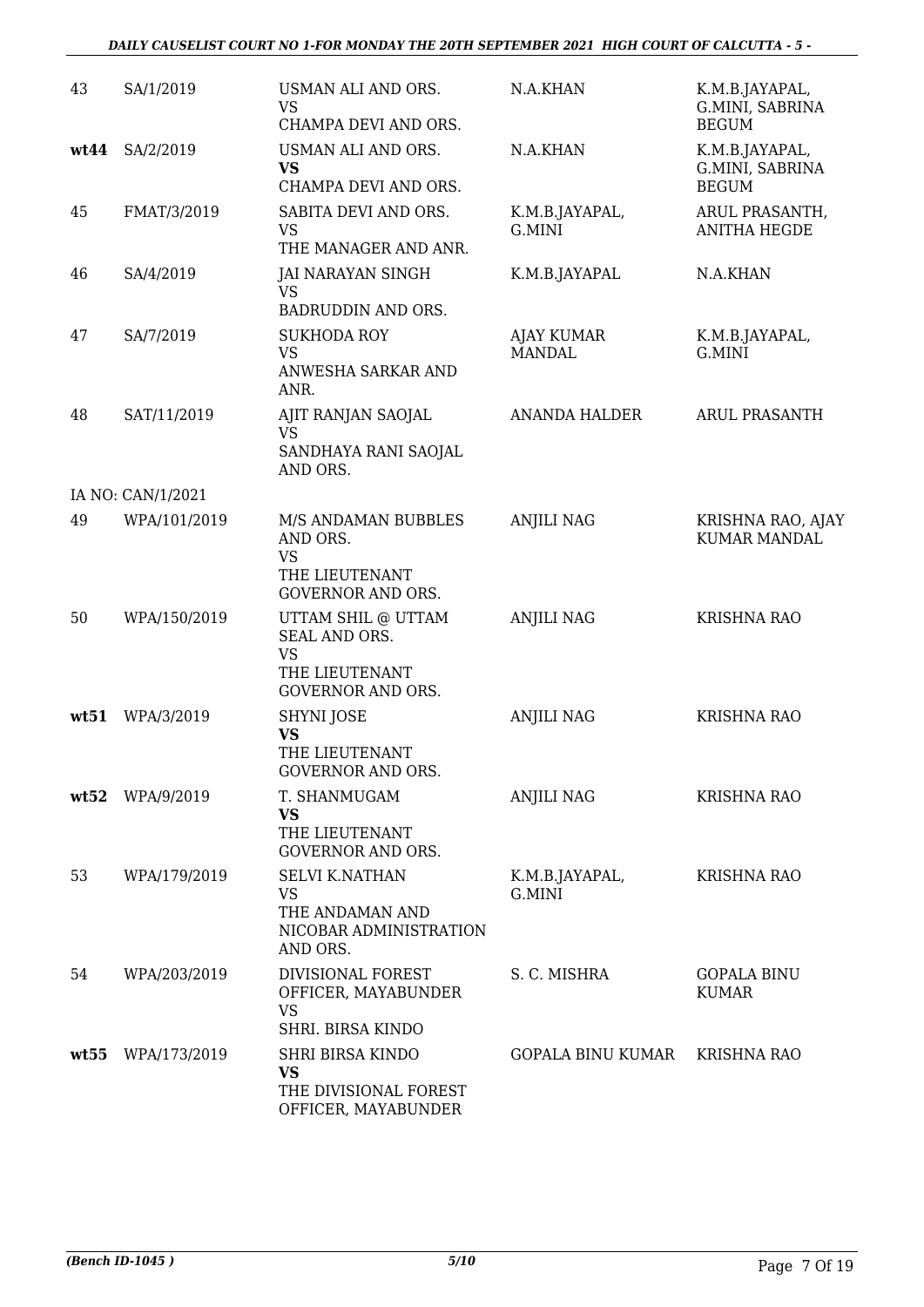| | | | | |
|---|---|---|---|---|
| 43 | SA/1/2019 | USMAN ALI AND ORS.<br>VS<br>CHAMPA DEVI AND ORS. | N.A.KHAN | K.M.B.JAYAPAL, G.MINI, SABRINA BEGUM |
| **wt44** | SA/2/2019 | USMAN ALI AND ORS.<br>**VS**<br>CHAMPA DEVI AND ORS. | N.A.KHAN | K.M.B.JAYAPAL, G.MINI, SABRINA BEGUM |
| 45 | FMAT/3/2019 | SABITA DEVI AND ORS.<br>VS<br>THE MANAGER AND ANR. | K.M.B.JAYAPAL, G.MINI | ARUL PRASANTH, ANITHA HEGDE |
| 46 | SA/4/2019 | JAI NARAYAN SINGH<br>VS<br>BADRUDDIN AND ORS. | K.M.B.JAYAPAL | N.A.KHAN |
| 47 | SA/7/2019 | SUKHODA ROY<br>VS<br>ANWESHA SARKAR AND ANR. | AJAY KUMAR MANDAL | K.M.B.JAYAPAL, G.MINI |
| 48 | SAT/11/2019 | AJIT RANJAN SAOJAL<br>VS<br>SANDHAYA RANI SAOJAL AND ORS. | ANANDA HALDER | ARUL PRASANTH |
| | IA NO: CAN/1/2021 | | | |
| 49 | WPA/101/2019 | M/S ANDAMAN BUBBLES AND ORS.<br>VS<br>THE LIEUTENANT GOVERNOR AND ORS. | ANJILI NAG | KRISHNA RAO, AJAY KUMAR MANDAL |
| 50 | WPA/150/2019 | UTTAM SHIL @ UTTAM SEAL AND ORS.<br>VS<br>THE LIEUTENANT GOVERNOR AND ORS. | ANJILI NAG | KRISHNA RAO |
| **wt51** | WPA/3/2019 | SHYNI JOSE<br>**VS**<br>THE LIEUTENANT GOVERNOR AND ORS. | ANJILI NAG | KRISHNA RAO |
| **wt52** | WPA/9/2019 | T. SHANMUGAM<br>**VS**<br>THE LIEUTENANT GOVERNOR AND ORS. | ANJILI NAG | KRISHNA RAO |
| 53 | WPA/179/2019 | SELVI K.NATHAN<br>VS<br>THE ANDAMAN AND NICOBAR ADMINISTRATION AND ORS. | K.M.B.JAYAPAL, G.MINI | KRISHNA RAO |
| 54 | WPA/203/2019 | DIVISIONAL FOREST OFFICER, MAYABUNDER<br>VS<br>SHRI. BIRSA KINDO | S. C. MISHRA | GOPALA BINU KUMAR |
| **wt55** | WPA/173/2019 | SHRI BIRSA KINDO<br>**VS**<br>THE DIVISIONAL FOREST OFFICER, MAYABUNDER | GOPALA BINU KUMAR | KRISHNA RAO |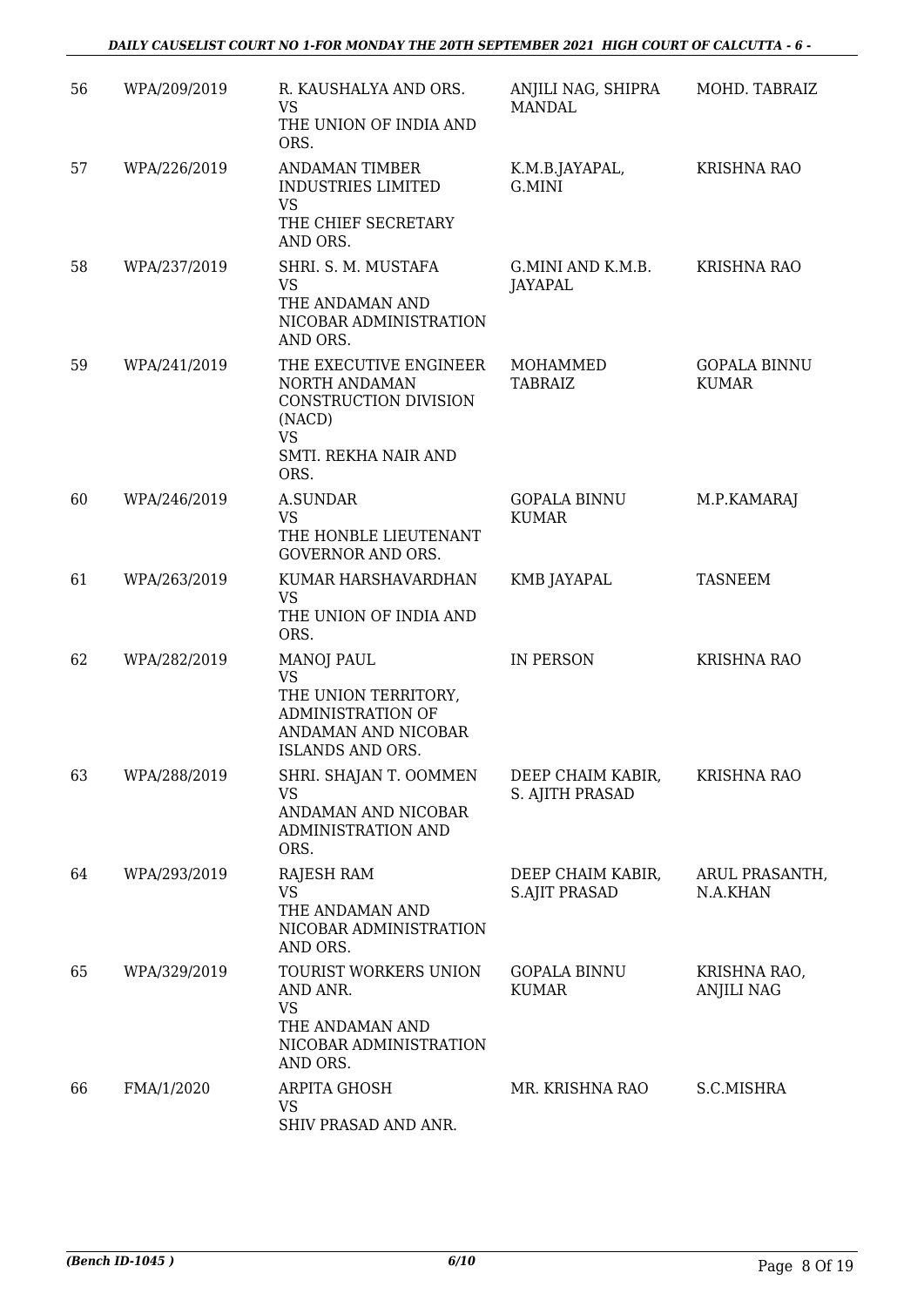| 56 | WPA/209/2019 | R. KAUSHALYA AND ORS.<br>VS<br>THE UNION OF INDIA AND ORS. | ANJILI NAG, SHIPRA MANDAL | MOHD. TABRAIZ |
|---|---|---|---|---|
| 57 | WPA/226/2019 | ANDAMAN TIMBER INDUSTRIES LIMITED<br>VS<br>THE CHIEF SECRETARY AND ORS. | K.M.B.JAYAPAL, G.MINI | KRISHNA RAO |
| 58 | WPA/237/2019 | SHRI. S. M. MUSTAFA<br>VS<br>THE ANDAMAN AND NICOBAR ADMINISTRATION AND ORS. | G.MINI AND K.M.B. JAYAPAL | KRISHNA RAO |
| 59 | WPA/241/2019 | THE EXECUTIVE ENGINEER NORTH ANDAMAN CONSTRUCTION DIVISION (NACD)<br>VS<br>SMTI. REKHA NAIR AND ORS. | MOHAMMED TABRAIZ | GOPALA BINNU KUMAR |
| 60 | WPA/246/2019 | A.SUNDAR<br>VS<br>THE HONBLE LIEUTENANT GOVERNOR AND ORS. | GOPALA BINNU KUMAR | M.P.KAMARAJ |
| 61 | WPA/263/2019 | KUMAR HARSHAVARDHAN<br>VS<br>THE UNION OF INDIA AND ORS. | KMB JAYAPAL | TASNEEM |
| 62 | WPA/282/2019 | MANOJ PAUL<br>VS<br>THE UNION TERRITORY, ADMINISTRATION OF ANDAMAN AND NICOBAR ISLANDS AND ORS. | IN PERSON | KRISHNA RAO |
| 63 | WPA/288/2019 | SHRI. SHAJAN T. OOMMEN<br>VS<br>ANDAMAN AND NICOBAR ADMINISTRATION AND ORS. | DEEP CHAIM KABIR, S. AJITH PRASAD | KRISHNA RAO |
| 64 | WPA/293/2019 | RAJESH RAM<br>VS<br>THE ANDAMAN AND NICOBAR ADMINISTRATION AND ORS. | DEEP CHAIM KABIR, S.AJIT PRASAD | ARUL PRASANTH, N.A.KHAN |
| 65 | WPA/329/2019 | TOURIST WORKERS UNION AND ANR.<br>VS<br>THE ANDAMAN AND NICOBAR ADMINISTRATION AND ORS. | GOPALA BINNU KUMAR | KRISHNA RAO, ANJILI NAG |
| 66 | FMA/1/2020 | ARPITA GHOSH<br>VS<br>SHIV PRASAD AND ANR. | MR. KRISHNA RAO | S.C.MISHRA |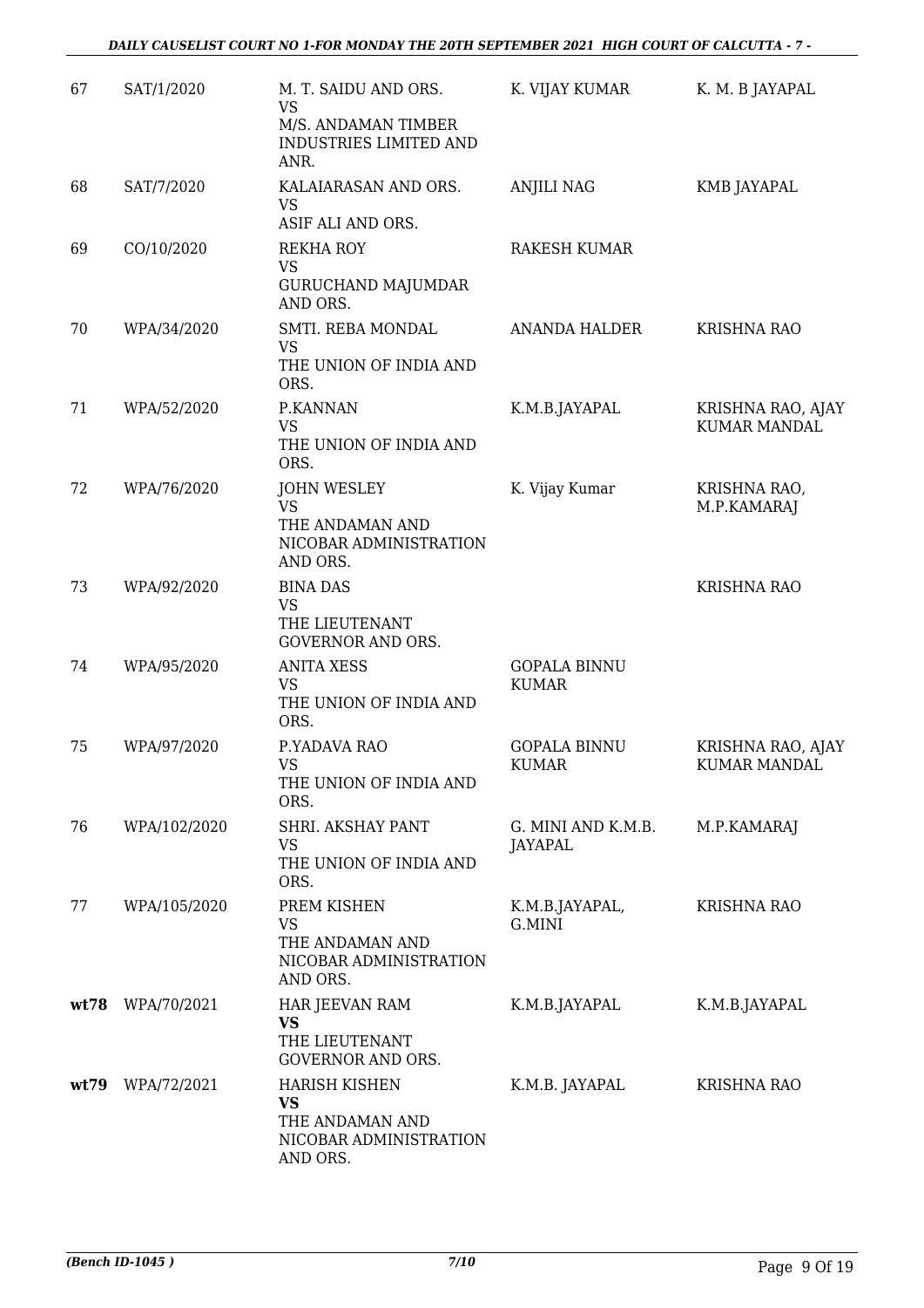| | | | | |
|---|---|---|---|---|
| 67 | SAT/1/2020 | M. T. SAIDU AND ORS.<br>VS<br>M/S. ANDAMAN TIMBER INDUSTRIES LIMITED AND ANR. | K. VIJAY KUMAR | K. M. B JAYAPAL |
| 68 | SAT/7/2020 | KALAIARASAN AND ORS.<br>VS<br>ASIF ALI AND ORS. | ANJILI NAG | KMB JAYAPAL |
| 69 | CO/10/2020 | REKHA ROY<br>VS<br>GURUCHAND MAJUMDAR AND ORS. | RAKESH KUMAR | |
| 70 | WPA/34/2020 | SMTI. REBA MONDAL<br>VS<br>THE UNION OF INDIA AND ORS. | ANANDA HALDER | KRISHNA RAO |
| 71 | WPA/52/2020 | P.KANNAN<br>VS<br>THE UNION OF INDIA AND ORS. | K.M.B.JAYAPAL | KRISHNA RAO, AJAY KUMAR MANDAL |
| 72 | WPA/76/2020 | JOHN WESLEY<br>VS<br>THE ANDAMAN AND NICOBAR ADMINISTRATION AND ORS. | K. Vijay Kumar | KRISHNA RAO, M.P.KAMARAJ |
| 73 | WPA/92/2020 | BINA DAS<br>VS<br>THE LIEUTENANT GOVERNOR AND ORS. | | KRISHNA RAO |
| 74 | WPA/95/2020 | ANITA XESS<br>VS<br>THE UNION OF INDIA AND ORS. | GOPALA BINNU KUMAR | |
| 75 | WPA/97/2020 | P.YADAVA RAO<br>VS<br>THE UNION OF INDIA AND ORS. | GOPALA BINNU KUMAR | KRISHNA RAO, AJAY KUMAR MANDAL |
| 76 | WPA/102/2020 | SHRI. AKSHAY PANT<br>VS<br>THE UNION OF INDIA AND ORS. | G. MINI AND K.M.B. JAYAPAL | M.P.KAMARAJ |
| 77 | WPA/105/2020 | PREM KISHEN<br>VS<br>THE ANDAMAN AND NICOBAR ADMINISTRATION AND ORS. | K.M.B.JAYAPAL, G.MINI | KRISHNA RAO |
| **wt78** | WPA/70/2021 | HAR JEEVAN RAM<br>**VS**<br>THE LIEUTENANT GOVERNOR AND ORS. | K.M.B.JAYAPAL | K.M.B.JAYAPAL |
| **wt79** | WPA/72/2021 | HARISH KISHEN<br>**VS**<br>THE ANDAMAN AND NICOBAR ADMINISTRATION AND ORS. | K.M.B. JAYAPAL | KRISHNA RAO |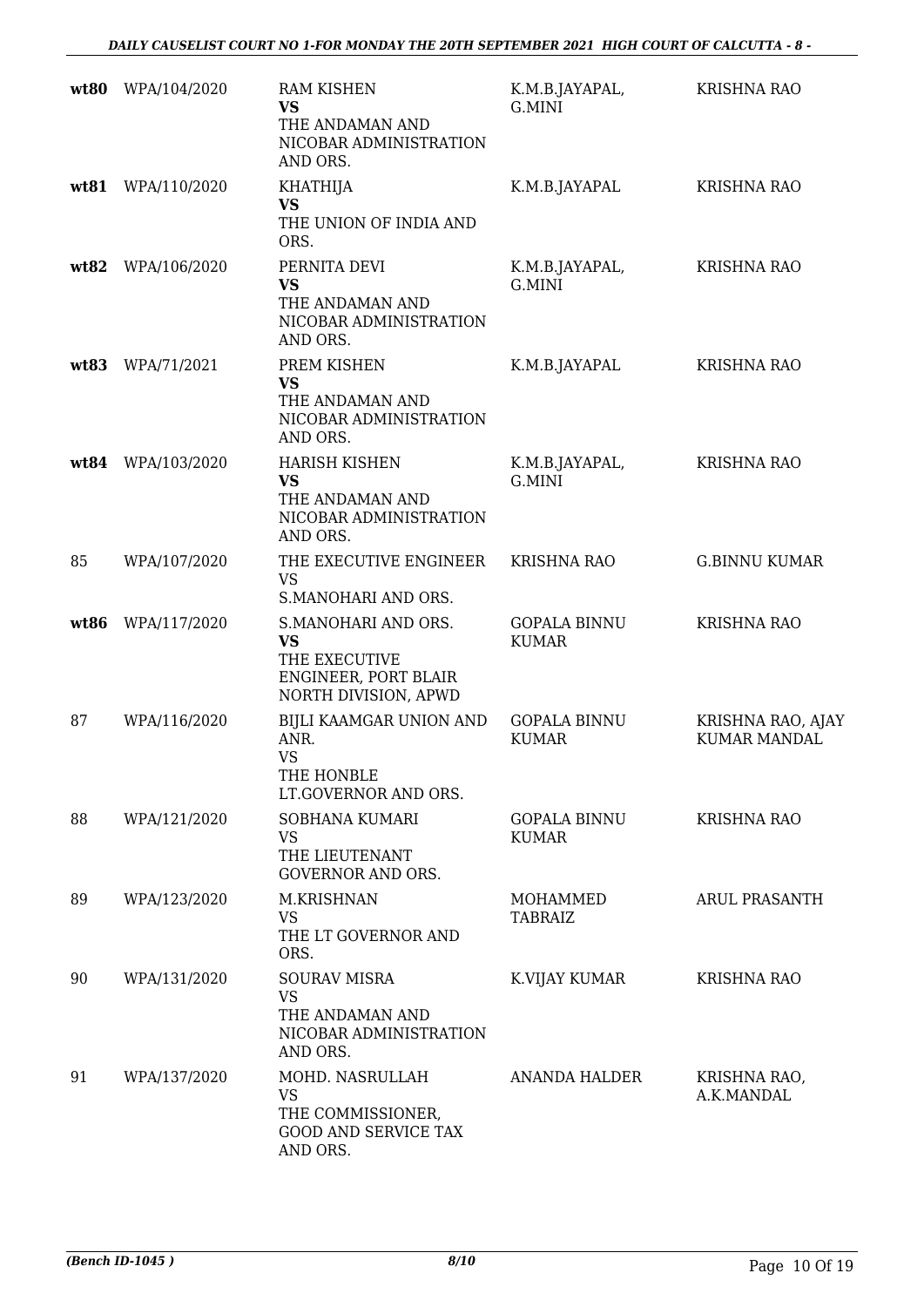| | | | | |
|---|---|---|---|---|
| **wt80** | WPA/104/2020 | RAM KISHEN **VS** THE ANDAMAN AND NICOBAR ADMINISTRATION AND ORS. | K.M.B.JAYAPAL, G.MINI | KRISHNA RAO |
| **wt81** | WPA/110/2020 | KHATHIJA **VS** THE UNION OF INDIA AND ORS. | K.M.B.JAYAPAL | KRISHNA RAO |
| **wt82** | WPA/106/2020 | PERNITA DEVI **VS** THE ANDAMAN AND NICOBAR ADMINISTRATION AND ORS. | K.M.B.JAYAPAL, G.MINI | KRISHNA RAO |
| **wt83** | WPA/71/2021 | PREM KISHEN **VS** THE ANDAMAN AND NICOBAR ADMINISTRATION AND ORS. | K.M.B.JAYAPAL | KRISHNA RAO |
| **wt84** | WPA/103/2020 | HARISH KISHEN **VS** THE ANDAMAN AND NICOBAR ADMINISTRATION AND ORS. | K.M.B.JAYAPAL, G.MINI | KRISHNA RAO |
| 85 | WPA/107/2020 | THE EXECUTIVE ENGINEER VS S.MANOHARI AND ORS. | KRISHNA RAO | G.BINNU KUMAR |
| **wt86** | WPA/117/2020 | S.MANOHARI AND ORS. **VS** THE EXECUTIVE ENGINEER, PORT BLAIR NORTH DIVISION, APWD | GOPALA BINNU KUMAR | KRISHNA RAO |
| 87 | WPA/116/2020 | BIJLI KAAMGAR UNION AND ANR. VS THE HONBLE LT.GOVERNOR AND ORS. | GOPALA BINNU KUMAR | KRISHNA RAO, AJAY KUMAR MANDAL |
| 88 | WPA/121/2020 | SOBHANA KUMARI VS THE LIEUTENANT GOVERNOR AND ORS. | GOPALA BINNU KUMAR | KRISHNA RAO |
| 89 | WPA/123/2020 | M.KRISHNAN VS THE LT GOVERNOR AND ORS. | MOHAMMED TABRAIZ | ARUL PRASANTH |
| 90 | WPA/131/2020 | SOURAV MISRA VS THE ANDAMAN AND NICOBAR ADMINISTRATION AND ORS. | K.VIJAY KUMAR | KRISHNA RAO |
| 91 | WPA/137/2020 | MOHD. NASRULLAH VS THE COMMISSIONER, GOOD AND SERVICE TAX AND ORS. | ANANDA HALDER | KRISHNA RAO, A.K.MANDAL |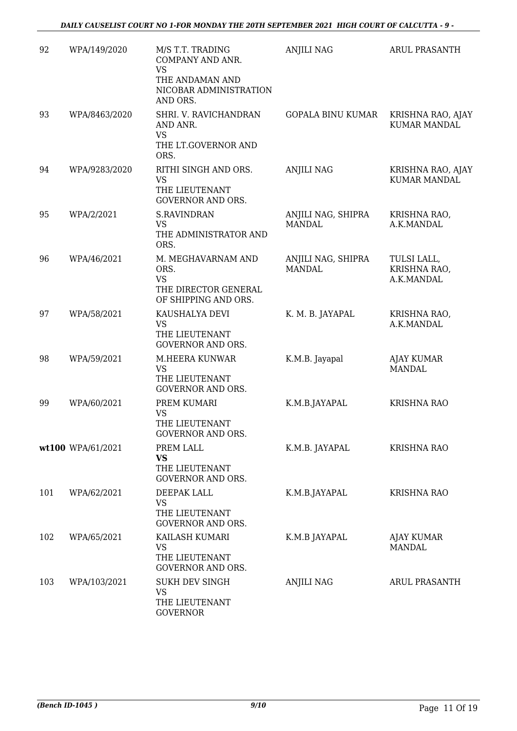| | | | | |
|---|---|---|---|---|
| 92 | WPA/149/2020 | M/S T.T. TRADING COMPANY AND ANR.<br>VS<br>THE ANDAMAN AND NICOBAR ADMINISTRATION AND ORS. | ANJILI NAG | ARUL PRASANTH |
| 93 | WPA/8463/2020 | SHRI. V. RAVICHANDRAN AND ANR.<br>VS<br>THE LT.GOVERNOR AND ORS. | GOPALA BINU KUMAR | KRISHNA RAO, AJAY KUMAR MANDAL |
| 94 | WPA/9283/2020 | RITHI SINGH AND ORS.<br>VS<br>THE LIEUTENANT GOVERNOR AND ORS. | ANJILI NAG | KRISHNA RAO, AJAY KUMAR MANDAL |
| 95 | WPA/2/2021 | S.RAVINDRAN<br>VS<br>THE ADMINISTRATOR AND ORS. | ANJILI NAG, SHIPRA MANDAL | KRISHNA RAO, A.K.MANDAL |
| 96 | WPA/46/2021 | M. MEGHAVARNAM AND ORS.<br>VS<br>THE DIRECTOR GENERAL OF SHIPPING AND ORS. | ANJILI NAG, SHIPRA MANDAL | TULSI LALL, KRISHNA RAO, A.K.MANDAL |
| 97 | WPA/58/2021 | KAUSHALYA DEVI<br>VS<br>THE LIEUTENANT GOVERNOR AND ORS. | K. M. B. JAYAPAL | KRISHNA RAO, A.K.MANDAL |
| 98 | WPA/59/2021 | M.HEERA KUNWAR<br>VS<br>THE LIEUTENANT GOVERNOR AND ORS. | K.M.B. Jayapal | AJAY KUMAR MANDAL |
| 99 | WPA/60/2021 | PREM KUMARI<br>VS<br>THE LIEUTENANT GOVERNOR AND ORS. | K.M.B.JAYAPAL | KRISHNA RAO |
| **wt100** | WPA/61/2021 | PREM LALL<br>**VS**<br>THE LIEUTENANT GOVERNOR AND ORS. | K.M.B. JAYAPAL | KRISHNA RAO |
| 101 | WPA/62/2021 | DEEPAK LALL<br>VS<br>THE LIEUTENANT GOVERNOR AND ORS. | K.M.B.JAYAPAL | KRISHNA RAO |
| 102 | WPA/65/2021 | KAILASH KUMARI<br>VS<br>THE LIEUTENANT GOVERNOR AND ORS. | K.M.B JAYAPAL | AJAY KUMAR MANDAL |
| 103 | WPA/103/2021 | SUKH DEV SINGH<br>VS<br>THE LIEUTENANT GOVERNOR | ANJILI NAG | ARUL PRASANTH |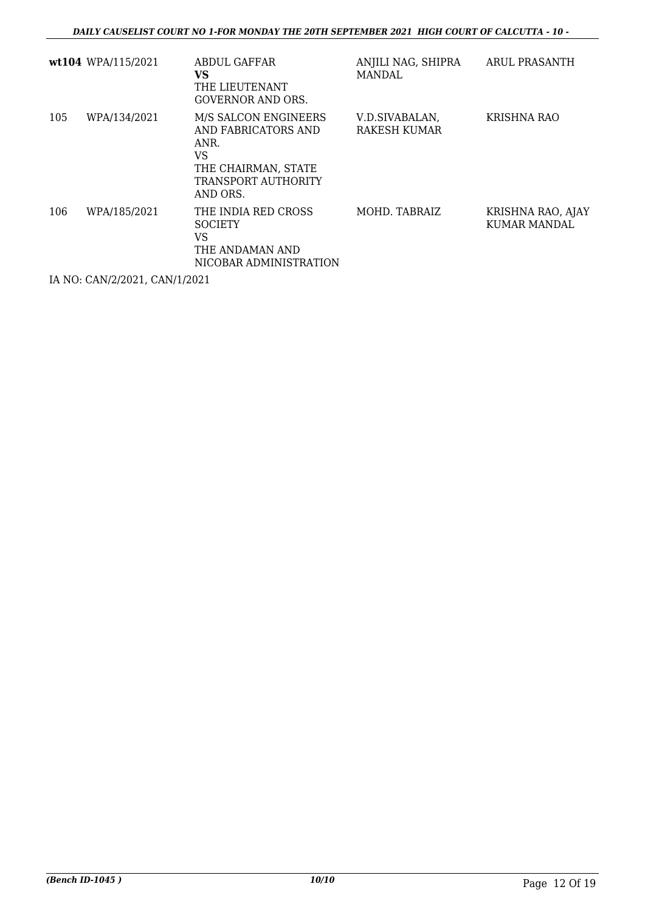| | | | | |
|---|---|---|---|---|
| **wt104** | WPA/115/2021 | ABDUL GAFFAR<br>**VS**<br>THE LIEUTENANT GOVERNOR AND ORS. | ANJILI NAG, SHIPRA MANDAL | ARUL PRASANTH |
| 105 | WPA/134/2021 | M/S SALCON ENGINEERS AND FABRICATORS AND ANR.<br>VS<br>THE CHAIRMAN, STATE TRANSPORT AUTHORITY AND ORS. | V.D.SIVABALAN, RAKESH KUMAR | KRISHNA RAO |
| 106 | WPA/185/2021 | THE INDIA RED CROSS SOCIETY<br>VS<br>THE ANDAMAN AND NICOBAR ADMINISTRATION | MOHD. TABRAIZ | KRISHNA RAO, AJAY KUMAR MANDAL |

IA NO: CAN/2/2021, CAN/1/2021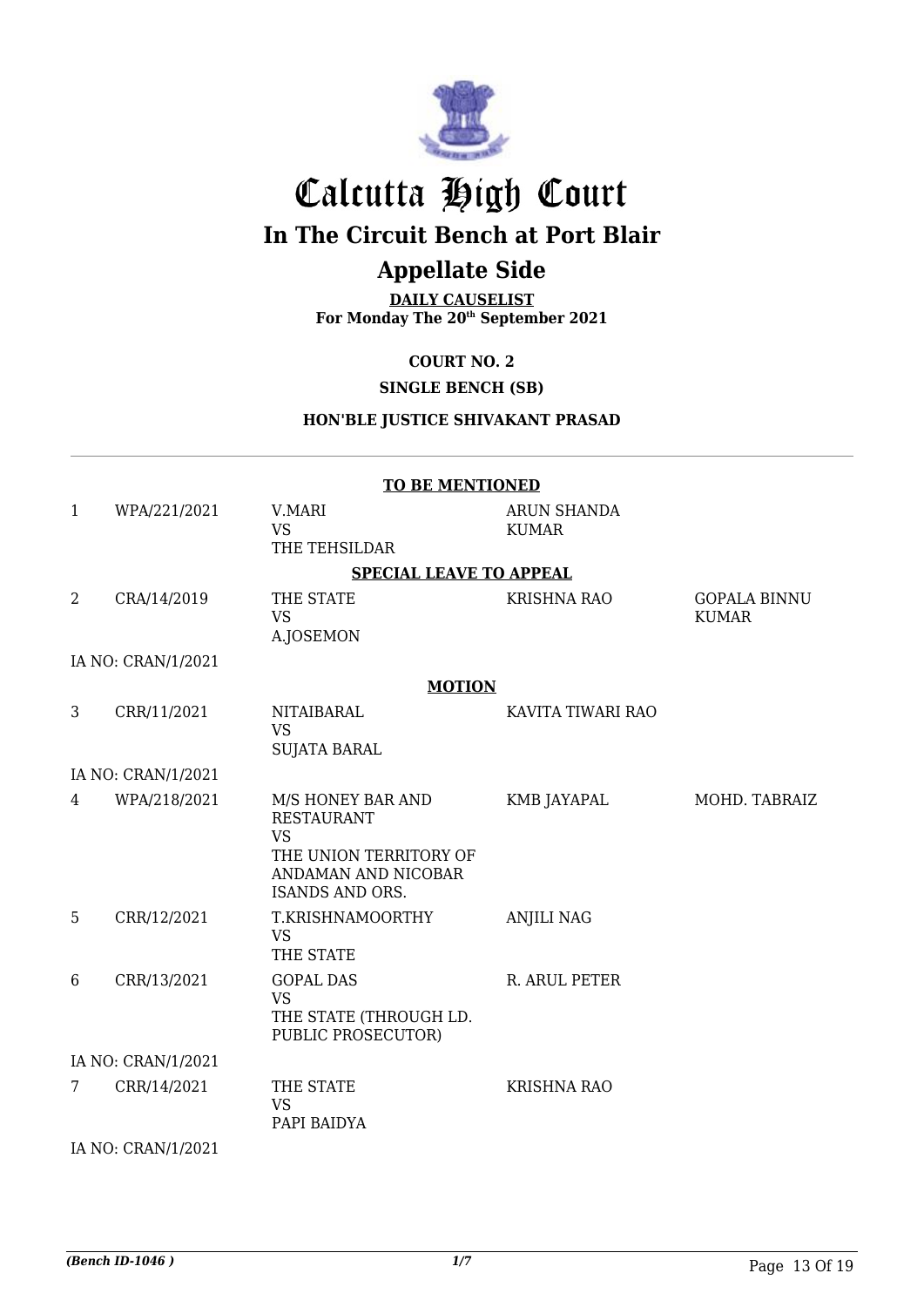# Calcutta High Court

## In The Circuit Bench at Port Blair

## Appellate Side

**DAILY CAUSELIST**
**For Monday The 20th September 2021**

**COURT NO. 2**

**SINGLE BENCH (SB)**

**HON'BLE JUSTICE SHIVAKANT PRASAD**

**TO BE MENTIONED**

| | | | | |
|---|---|---|---|---|
| 1 | WPA/221/2021 | V.MARI<br>VS<br>THE TEHSILDAR | ARUN SHANDA KUMAR | |

**SPECIAL LEAVE TO APPEAL**

| | | | | |
|---|---|---|---|---|
| 2 | CRA/14/2019 | THE STATE<br>VS<br>A.JOSEMON | KRISHNA RAO | GOPALA BINNU KUMAR |
| | IA NO: CRAN/1/2021 | | | |

**MOTION**

| | | | | |
|---|---|---|---|---|
| 3 | CRR/11/2021 | NITAIBARAL<br>VS<br>SUJATA BARAL | KAVITA TIWARI RAO | |
| | IA NO: CRAN/1/2021 | | | |
| 4 | WPA/218/2021 | M/S HONEY BAR AND RESTAURANT<br>VS<br>THE UNION TERRITORY OF ANDAMAN AND NICOBAR ISANDS AND ORS. | KMB JAYAPAL | MOHD. TABRAIZ |
| 5 | CRR/12/2021 | T.KRISHNAMOORTHY<br>VS<br>THE STATE | ANJILI NAG | |
| 6 | CRR/13/2021 | GOPAL DAS<br>VS<br>THE STATE (THROUGH LD. PUBLIC PROSECUTOR) | R. ARUL PETER | |
| | IA NO: CRAN/1/2021 | | | |
| 7 | CRR/14/2021 | THE STATE<br>VS<br>PAPI BAIDYA | KRISHNA RAO | |
| | IA NO: CRAN/1/2021 | | | |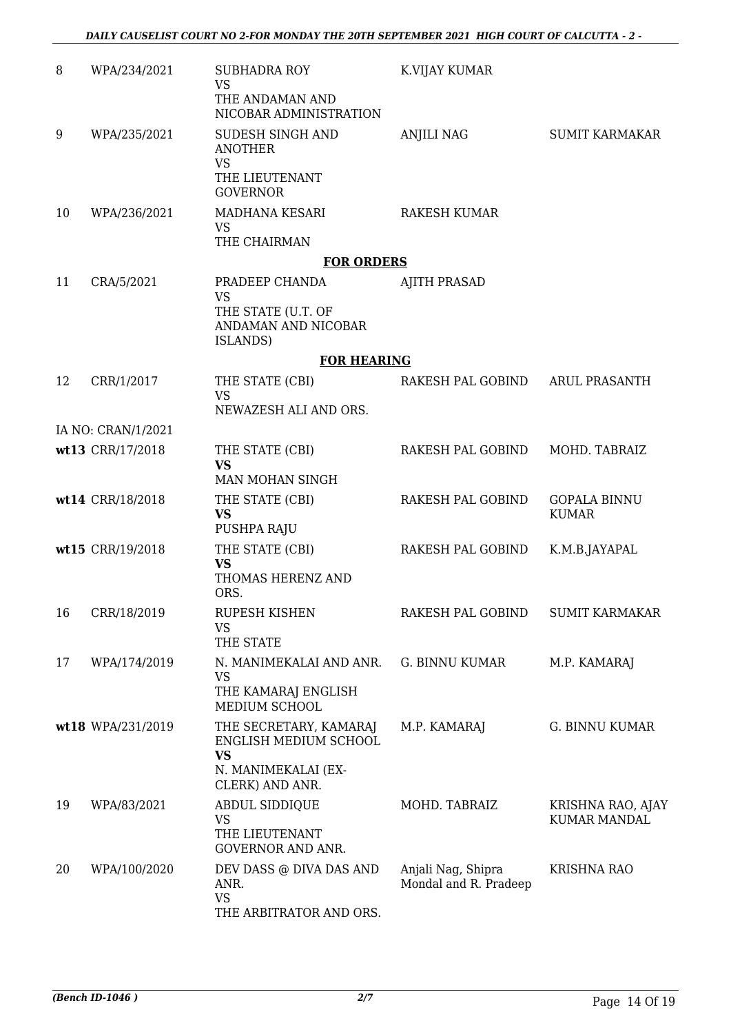| | | | | |
|---|---|---|---|---|
| 8 | WPA/234/2021 | SUBHADRA ROY<br>VS<br>THE ANDAMAN AND NICOBAR ADMINISTRATION | K.VIJAY KUMAR | |
| 9 | WPA/235/2021 | SUDESH SINGH AND ANOTHER<br>VS<br>THE LIEUTENANT GOVERNOR | ANJILI NAG | SUMIT KARMAKAR |
| 10 | WPA/236/2021 | MADHANA KESARI<br>VS<br>THE CHAIRMAN | RAKESH KUMAR | |
| | | **FOR ORDERS** | | |
| 11 | CRA/5/2021 | PRADEEP CHANDA<br>VS<br>THE STATE (U.T. OF ANDAMAN AND NICOBAR ISLANDS) | AJITH PRASAD | |
| | | **FOR HEARING** | | |
| 12 | CRR/1/2017 | THE STATE (CBI)<br>VS<br>NEWAZESH ALI AND ORS. | RAKESH PAL GOBIND | ARUL PRASANTH |
| | IA NO: CRAN/1/2021 | | | |
| **wt13** | CRR/17/2018 | THE STATE (CBI)<br>**VS**<br>MAN MOHAN SINGH | RAKESH PAL GOBIND | MOHD. TABRAIZ |
| **wt14** | CRR/18/2018 | THE STATE (CBI)<br>**VS**<br>PUSHPA RAJU | RAKESH PAL GOBIND | GOPALA BINNU KUMAR |
| **wt15** | CRR/19/2018 | THE STATE (CBI)<br>**VS**<br>THOMAS HERENZ AND ORS. | RAKESH PAL GOBIND | K.M.B.JAYAPAL |
| 16 | CRR/18/2019 | RUPESH KISHEN<br>VS<br>THE STATE | RAKESH PAL GOBIND | SUMIT KARMAKAR |
| 17 | WPA/174/2019 | N. MANIMEKALAI AND ANR.<br>VS<br>THE KAMARAJ ENGLISH MEDIUM SCHOOL | G. BINNU KUMAR | M.P. KAMARAJ |
| **wt18** | WPA/231/2019 | THE SECRETARY, KAMARAJ ENGLISH MEDIUM SCHOOL<br>**VS**<br>N. MANIMEKALAI (EX-CLERK) AND ANR. | M.P. KAMARAJ | G. BINNU KUMAR |
| 19 | WPA/83/2021 | ABDUL SIDDIQUE<br>VS<br>THE LIEUTENANT GOVERNOR AND ANR. | MOHD. TABRAIZ | KRISHNA RAO, AJAY KUMAR MANDAL |
| 20 | WPA/100/2020 | DEV DASS @ DIVA DAS AND ANR.<br>VS<br>THE ARBITRATOR AND ORS. | Anjali Nag, Shipra Mondal and R. Pradeep | KRISHNA RAO |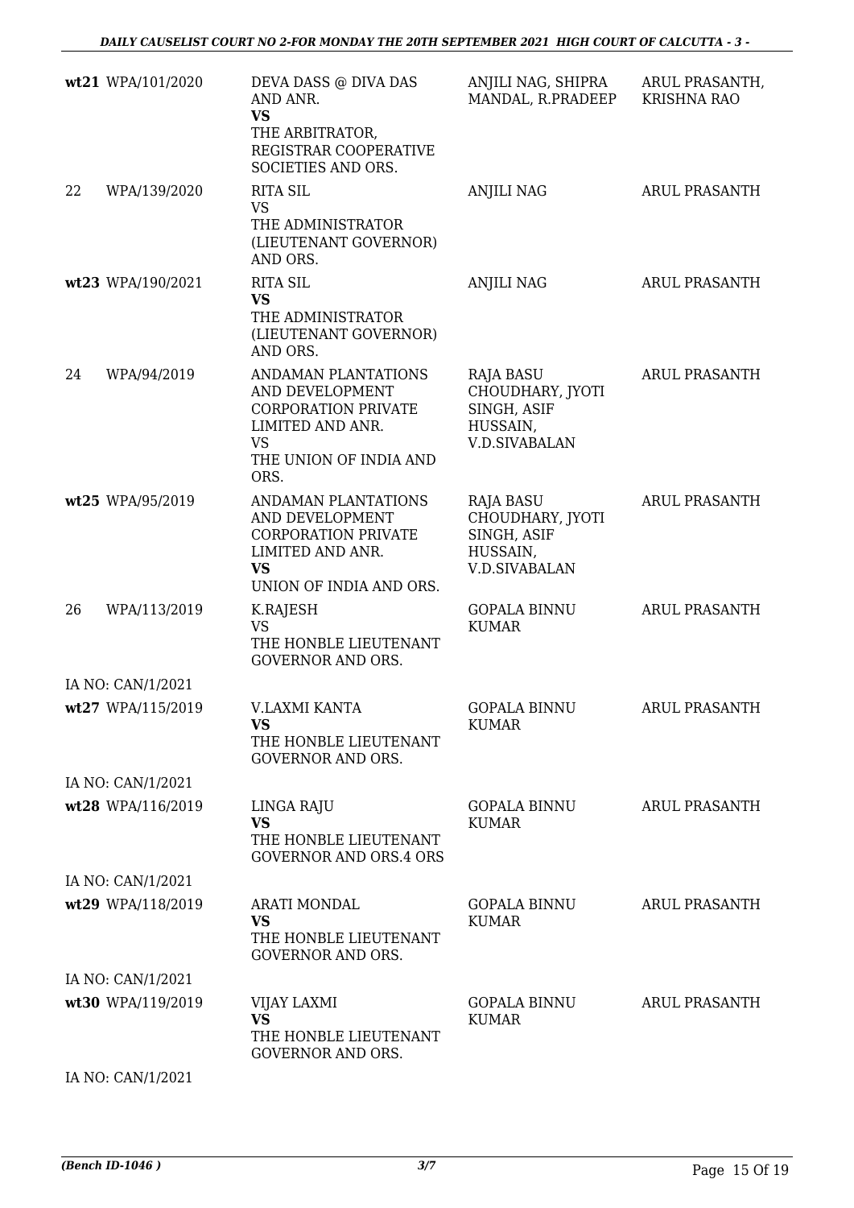| | | | |
|---|---|---|---|
| wt21 WPA/101/2020 | DEVA DASS @ DIVA DAS AND ANR.<br>**VS**<br>THE ARBITRATOR, REGISTRAR COOPERATIVE SOCIETIES AND ORS. | ANJILI NAG, SHIPRA MANDAL, R.PRADEEP | ARUL PRASANTH, KRISHNA RAO |
| 22 WPA/139/2020 | RITA SIL<br>VS<br>THE ADMINISTRATOR (LIEUTENANT GOVERNOR) AND ORS. | ANJILI NAG | ARUL PRASANTH |
| wt23 WPA/190/2021 | RITA SIL<br>**VS**<br>THE ADMINISTRATOR (LIEUTENANT GOVERNOR) AND ORS. | ANJILI NAG | ARUL PRASANTH |
| 24 WPA/94/2019 | ANDAMAN PLANTATIONS AND DEVELOPMENT CORPORATION PRIVATE LIMITED AND ANR.<br>VS<br>THE UNION OF INDIA AND ORS. | RAJA BASU CHOUDHARY, JYOTI SINGH, ASIF HUSSAIN, V.D.SIVABALAN | ARUL PRASANTH |
| wt25 WPA/95/2019 | ANDAMAN PLANTATIONS AND DEVELOPMENT CORPORATION PRIVATE LIMITED AND ANR.<br>**VS**<br>UNION OF INDIA AND ORS. | RAJA BASU CHOUDHARY, JYOTI SINGH, ASIF HUSSAIN, V.D.SIVABALAN | ARUL PRASANTH |
| 26 WPA/113/2019 | K.RAJESH<br>VS<br>THE HONBLE LIEUTENANT GOVERNOR AND ORS. | GOPALA BINNU KUMAR | ARUL PRASANTH |
| IA NO: CAN/1/2021 | | | |
| wt27 WPA/115/2019 | V.LAXMI KANTA<br>**VS**<br>THE HONBLE LIEUTENANT GOVERNOR AND ORS. | GOPALA BINNU KUMAR | ARUL PRASANTH |
| IA NO: CAN/1/2021 | | | |
| wt28 WPA/116/2019 | LINGA RAJU<br>**VS**<br>THE HONBLE LIEUTENANT GOVERNOR AND ORS.4 ORS | GOPALA BINNU KUMAR | ARUL PRASANTH |
| IA NO: CAN/1/2021 | | | |
| wt29 WPA/118/2019 | ARATI MONDAL<br>**VS**<br>THE HONBLE LIEUTENANT GOVERNOR AND ORS. | GOPALA BINNU KUMAR | ARUL PRASANTH |
| IA NO: CAN/1/2021 | | | |
| wt30 WPA/119/2019 | VIJAY LAXMI<br>**VS**<br>THE HONBLE LIEUTENANT GOVERNOR AND ORS. | GOPALA BINNU KUMAR | ARUL PRASANTH |
| IA NO: CAN/1/2021 | | | |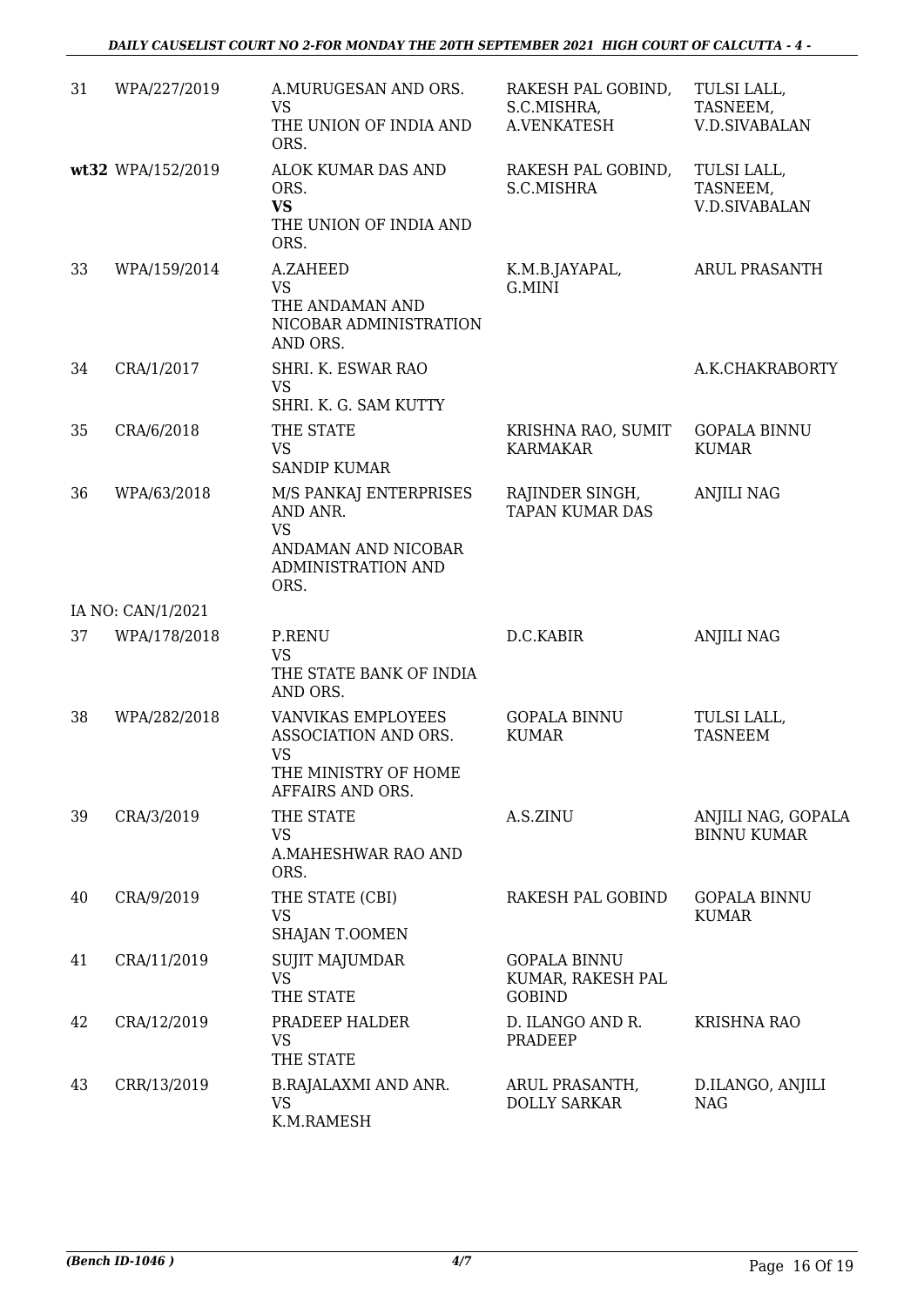| | | | | |
|---|---|---|---|---|
| 31 | WPA/227/2019 | A.MURUGESAN AND ORS.<br>VS<br>THE UNION OF INDIA AND ORS. | RAKESH PAL GOBIND, S.C.MISHRA, A.VENKATESH | TULSI LALL, TASNEEM, V.D.SIVABALAN |
| **wt32** | WPA/152/2019 | ALOK KUMAR DAS AND ORS.<br>**VS**<br>THE UNION OF INDIA AND ORS. | RAKESH PAL GOBIND, S.C.MISHRA | TULSI LALL, TASNEEM, V.D.SIVABALAN |
| 33 | WPA/159/2014 | A.ZAHEED<br>VS<br>THE ANDAMAN AND NICOBAR ADMINISTRATION AND ORS. | K.M.B.JAYAPAL, G.MINI | ARUL PRASANTH |
| 34 | CRA/1/2017 | SHRI. K. ESWAR RAO<br>VS<br>SHRI. K. G. SAM KUTTY | | A.K.CHAKRABORTY |
| 35 | CRA/6/2018 | THE STATE<br>VS<br>SANDIP KUMAR | KRISHNA RAO, SUMIT KARMAKAR | GOPALA BINNU KUMAR |
| 36 | WPA/63/2018 | M/S PANKAJ ENTERPRISES AND ANR.<br>VS<br>ANDAMAN AND NICOBAR ADMINISTRATION AND ORS. | RAJINDER SINGH, TAPAN KUMAR DAS | ANJILI NAG |
| | IA NO: CAN/1/2021 | | | |
| 37 | WPA/178/2018 | P.RENU<br>VS<br>THE STATE BANK OF INDIA AND ORS. | D.C.KABIR | ANJILI NAG |
| 38 | WPA/282/2018 | VANVIKAS EMPLOYEES ASSOCIATION AND ORS.<br>VS<br>THE MINISTRY OF HOME AFFAIRS AND ORS. | GOPALA BINNU KUMAR | TULSI LALL, TASNEEM |
| 39 | CRA/3/2019 | THE STATE<br>VS<br>A.MAHESHWAR RAO AND ORS. | A.S.ZINU | ANJILI NAG, GOPALA BINNU KUMAR |
| 40 | CRA/9/2019 | THE STATE (CBI)<br>VS<br>SHAJAN T.OOMEN | RAKESH PAL GOBIND | GOPALA BINNU KUMAR |
| 41 | CRA/11/2019 | SUJIT MAJUMDAR<br>VS<br>THE STATE | GOPALA BINNU KUMAR, RAKESH PAL GOBIND | |
| 42 | CRA/12/2019 | PRADEEP HALDER<br>VS<br>THE STATE | D. ILANGO AND R. PRADEEP | KRISHNA RAO |
| 43 | CRR/13/2019 | B.RAJALAXMI AND ANR.<br>VS<br>K.M.RAMESH | ARUL PRASANTH, DOLLY SARKAR | D.ILANGO, ANJILI NAG |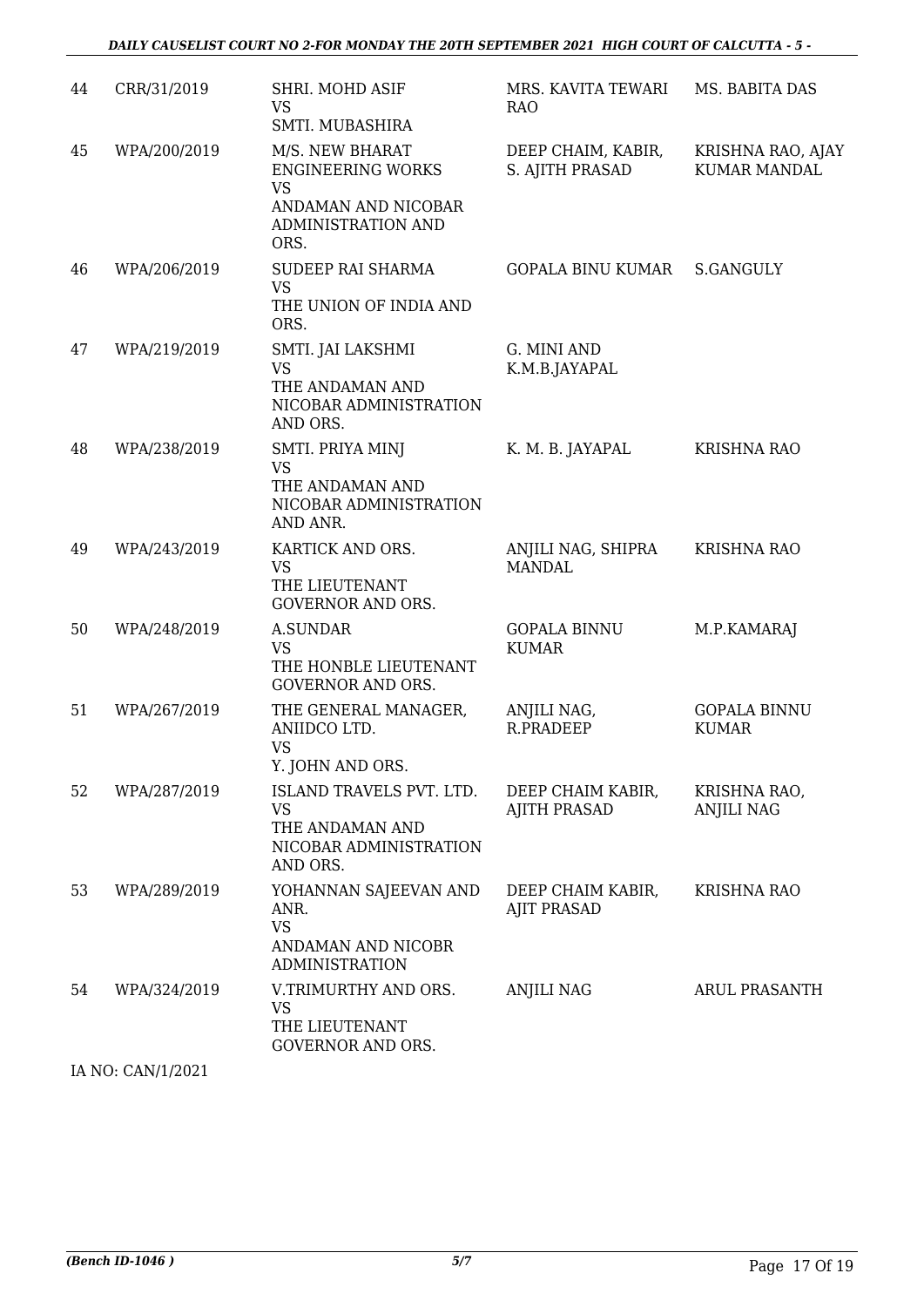| 44 | CRR/31/2019 | SHRI. MOHD ASIF VS SMTI. MUBASHIRA | MRS. KAVITA TEWARI RAO | MS. BABITA DAS |
|---|---|---|---|---|
| 45 | WPA/200/2019 | M/S. NEW BHARAT ENGINEERING WORKS VS ANDAMAN AND NICOBAR ADMINISTRATION AND ORS. | DEEP CHAIM, KABIR, S. AJITH PRASAD | KRISHNA RAO, AJAY KUMAR MANDAL |
| 46 | WPA/206/2019 | SUDEEP RAI SHARMA VS THE UNION OF INDIA AND ORS. | GOPALA BINU KUMAR | S.GANGULY |
| 47 | WPA/219/2019 | SMTI. JAI LAKSHMI VS THE ANDAMAN AND NICOBAR ADMINISTRATION AND ORS. | G. MINI AND K.M.B.JAYAPAL | |
| 48 | WPA/238/2019 | SMTI. PRIYA MINJ VS THE ANDAMAN AND NICOBAR ADMINISTRATION AND ANR. | K. M. B. JAYAPAL | KRISHNA RAO |
| 49 | WPA/243/2019 | KARTICK AND ORS. VS THE LIEUTENANT GOVERNOR AND ORS. | ANJILI NAG, SHIPRA MANDAL | KRISHNA RAO |
| 50 | WPA/248/2019 | A.SUNDAR VS THE HONBLE LIEUTENANT GOVERNOR AND ORS. | GOPALA BINNU KUMAR | M.P.KAMARAJ |
| 51 | WPA/267/2019 | THE GENERAL MANAGER, ANIIDCO LTD. VS Y. JOHN AND ORS. | ANJILI NAG, R.PRADEEP | GOPALA BINNU KUMAR |
| 52 | WPA/287/2019 | ISLAND TRAVELS PVT. LTD. VS THE ANDAMAN AND NICOBAR ADMINISTRATION AND ORS. | DEEP CHAIM KABIR, AJITH PRASAD | KRISHNA RAO, ANJILI NAG |
| 53 | WPA/289/2019 | YOHANNAN SAJEEVAN AND ANR. VS ANDAMAN AND NICOBR ADMINISTRATION | DEEP CHAIM KABIR, AJIT PRASAD | KRISHNA RAO |
| 54 | WPA/324/2019 | V.TRIMURTHY AND ORS. VS THE LIEUTENANT GOVERNOR AND ORS. | ANJILI NAG | ARUL PRASANTH |

IA NO: CAN/1/2021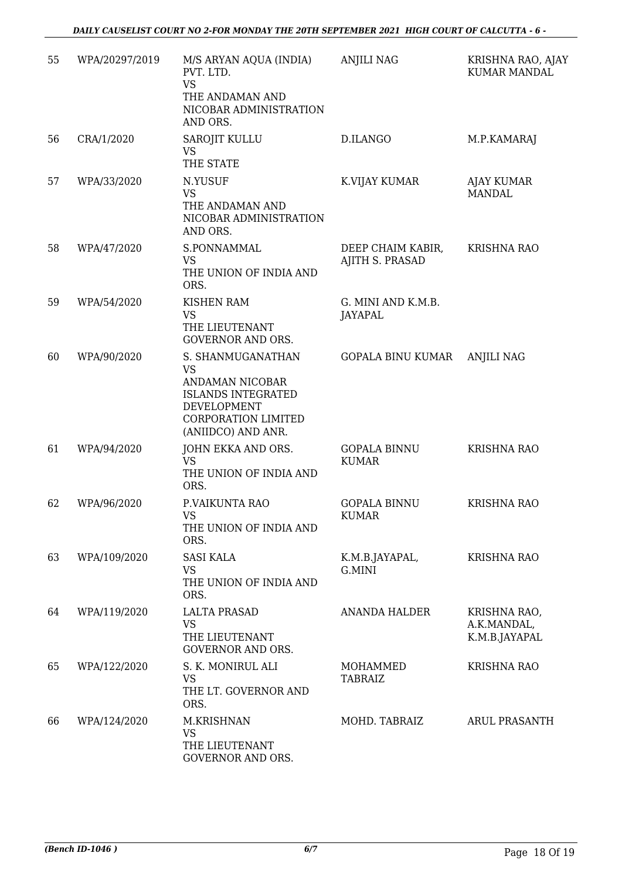| 55 | WPA/20297/2019 | M/S ARYAN AQUA (INDIA) PVT. LTD.<br>VS<br>THE ANDAMAN AND NICOBAR ADMINISTRATION AND ORS. | ANJILI NAG | KRISHNA RAO, AJAY KUMAR MANDAL |
|---|---|---|---|---|
| 56 | CRA/1/2020 | SAROJIT KULLU<br>VS<br>THE STATE | D.ILANGO | M.P.KAMARAJ |
| 57 | WPA/33/2020 | N.YUSUF<br>VS<br>THE ANDAMAN AND NICOBAR ADMINISTRATION AND ORS. | K.VIJAY KUMAR | AJAY KUMAR MANDAL |
| 58 | WPA/47/2020 | S.PONNAMMAL<br>VS<br>THE UNION OF INDIA AND ORS. | DEEP CHAIM KABIR, AJITH S. PRASAD | KRISHNA RAO |
| 59 | WPA/54/2020 | KISHEN RAM<br>VS<br>THE LIEUTENANT GOVERNOR AND ORS. | G. MINI AND K.M.B. JAYAPAL | |
| 60 | WPA/90/2020 | S. SHANMUGANATHAN<br>VS<br>ANDAMAN NICOBAR ISLANDS INTEGRATED DEVELOPMENT CORPORATION LIMITED (ANIIDCO) AND ANR. | GOPALA BINU KUMAR | ANJILI NAG |
| 61 | WPA/94/2020 | JOHN EKKA AND ORS.<br>VS<br>THE UNION OF INDIA AND ORS. | GOPALA BINNU KUMAR | KRISHNA RAO |
| 62 | WPA/96/2020 | P.VAIKUNTA RAO<br>VS<br>THE UNION OF INDIA AND ORS. | GOPALA BINNU KUMAR | KRISHNA RAO |
| 63 | WPA/109/2020 | SASI KALA<br>VS<br>THE UNION OF INDIA AND ORS. | K.M.B.JAYAPAL, G.MINI | KRISHNA RAO |
| 64 | WPA/119/2020 | LALTA PRASAD<br>VS<br>THE LIEUTENANT GOVERNOR AND ORS. | ANANDA HALDER | KRISHNA RAO, A.K.MANDAL, K.M.B.JAYAPAL |
| 65 | WPA/122/2020 | S. K. MONIRUL ALI<br>VS<br>THE LT. GOVERNOR AND ORS. | MOHAMMED TABRAIZ | KRISHNA RAO |
| 66 | WPA/124/2020 | M.KRISHNAN<br>VS<br>THE LIEUTENANT GOVERNOR AND ORS. | MOHD. TABRAIZ | ARUL PRASANTH |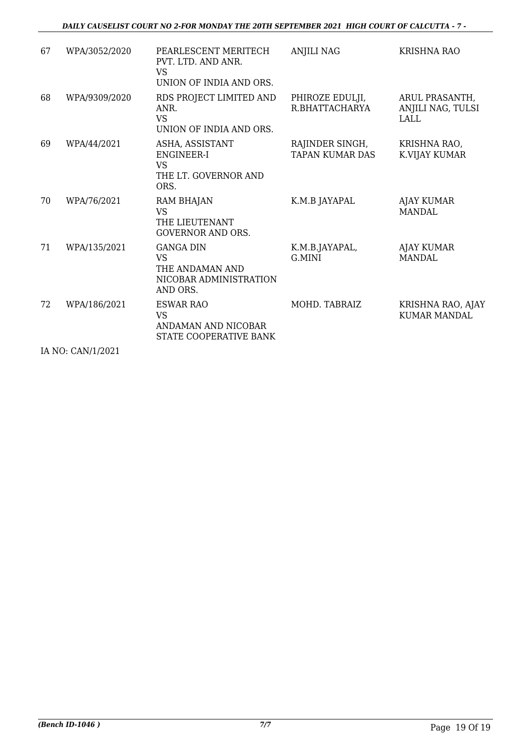| | | | | |
|---|---|---|---|---|
| 67 | WPA/3052/2020 | PEARLESCENT MERITECH PVT. LTD. AND ANR.<br>VS<br>UNION OF INDIA AND ORS. | ANJILI NAG | KRISHNA RAO |
| 68 | WPA/9309/2020 | RDS PROJECT LIMITED AND ANR.<br>VS<br>UNION OF INDIA AND ORS. | PHIROZE EDULJI, R.BHATTACHARYA | ARUL PRASANTH, ANJILI NAG, TULSI LALL |
| 69 | WPA/44/2021 | ASHA, ASSISTANT ENGINEER-I<br>VS<br>THE LT. GOVERNOR AND ORS. | RAJINDER SINGH, TAPAN KUMAR DAS | KRISHNA RAO, K.VIJAY KUMAR |
| 70 | WPA/76/2021 | RAM BHAJAN<br>VS<br>THE LIEUTENANT GOVERNOR AND ORS. | K.M.B JAYAPAL | AJAY KUMAR MANDAL |
| 71 | WPA/135/2021 | GANGA DIN<br>VS<br>THE ANDAMAN AND NICOBAR ADMINISTRATION AND ORS. | K.M.B.JAYAPAL, G.MINI | AJAY KUMAR MANDAL |
| 72 | WPA/186/2021 | ESWAR RAO<br>VS<br>ANDAMAN AND NICOBAR STATE COOPERATIVE BANK | MOHD. TABRAIZ | KRISHNA RAO, AJAY KUMAR MANDAL |

IA NO: CAN/1/2021